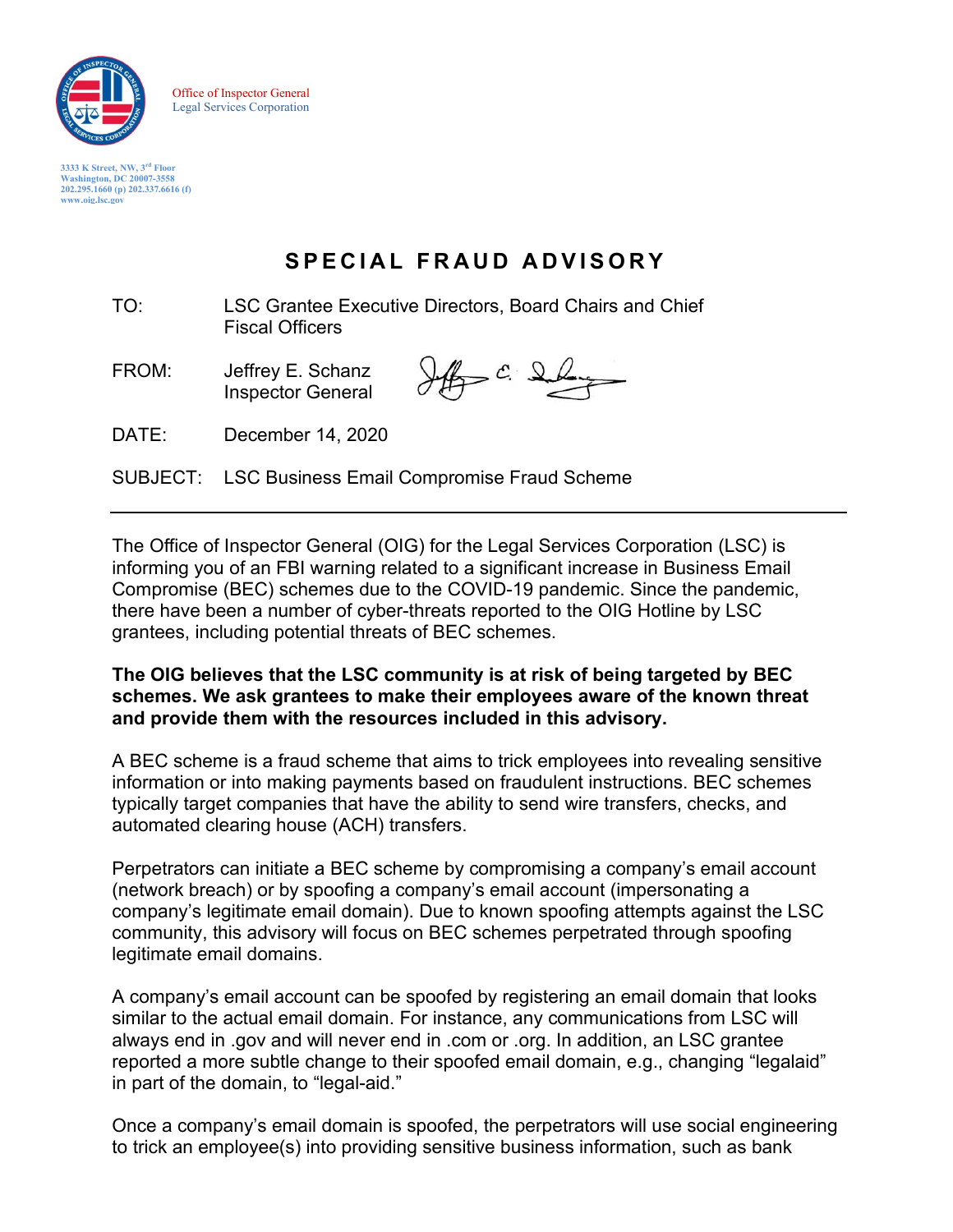Office of Inspector General
Legal Services Corporation

3333 K Street, NW, 3rd Floor
Washington, DC 20007-3558
202.295.1660 (p) 202.337.6616 (f)
www.oig.lsc.gov

# SPECIAL FRAUD ADVISORY

TO: LSC Grantee Executive Directors, Board Chairs and Chief Fiscal Officers

FROM: Jeffrey E. Schanz
Inspector General

DATE: December 14, 2020

SUBJECT: LSC Business Email Compromise Fraud Scheme

---

The Office of Inspector General (OIG) for the Legal Services Corporation (LSC) is informing you of an FBI warning related to a significant increase in Business Email Compromise (BEC) schemes due to the COVID-19 pandemic. Since the pandemic, there have been a number of cyber-threats reported to the OIG Hotline by LSC grantees, including potential threats of BEC schemes.

**The OIG believes that the LSC community is at risk of being targeted by BEC schemes. We ask grantees to make their employees aware of the known threat and provide them with the resources included in this advisory.**

A BEC scheme is a fraud scheme that aims to trick employees into revealing sensitive information or into making payments based on fraudulent instructions. BEC schemes typically target companies that have the ability to send wire transfers, checks, and automated clearing house (ACH) transfers.

Perpetrators can initiate a BEC scheme by compromising a company's email account (network breach) or by spoofing a company's email account (impersonating a company's legitimate email domain). Due to known spoofing attempts against the LSC community, this advisory will focus on BEC schemes perpetrated through spoofing legitimate email domains.

A company's email account can be spoofed by registering an email domain that looks similar to the actual email domain. For instance, any communications from LSC will always end in .gov and will never end in .com or .org. In addition, an LSC grantee reported a more subtle change to their spoofed email domain, e.g., changing "legalaid" in part of the domain, to "legal-aid."

Once a company's email domain is spoofed, the perpetrators will use social engineering to trick an employee(s) into providing sensitive business information, such as bank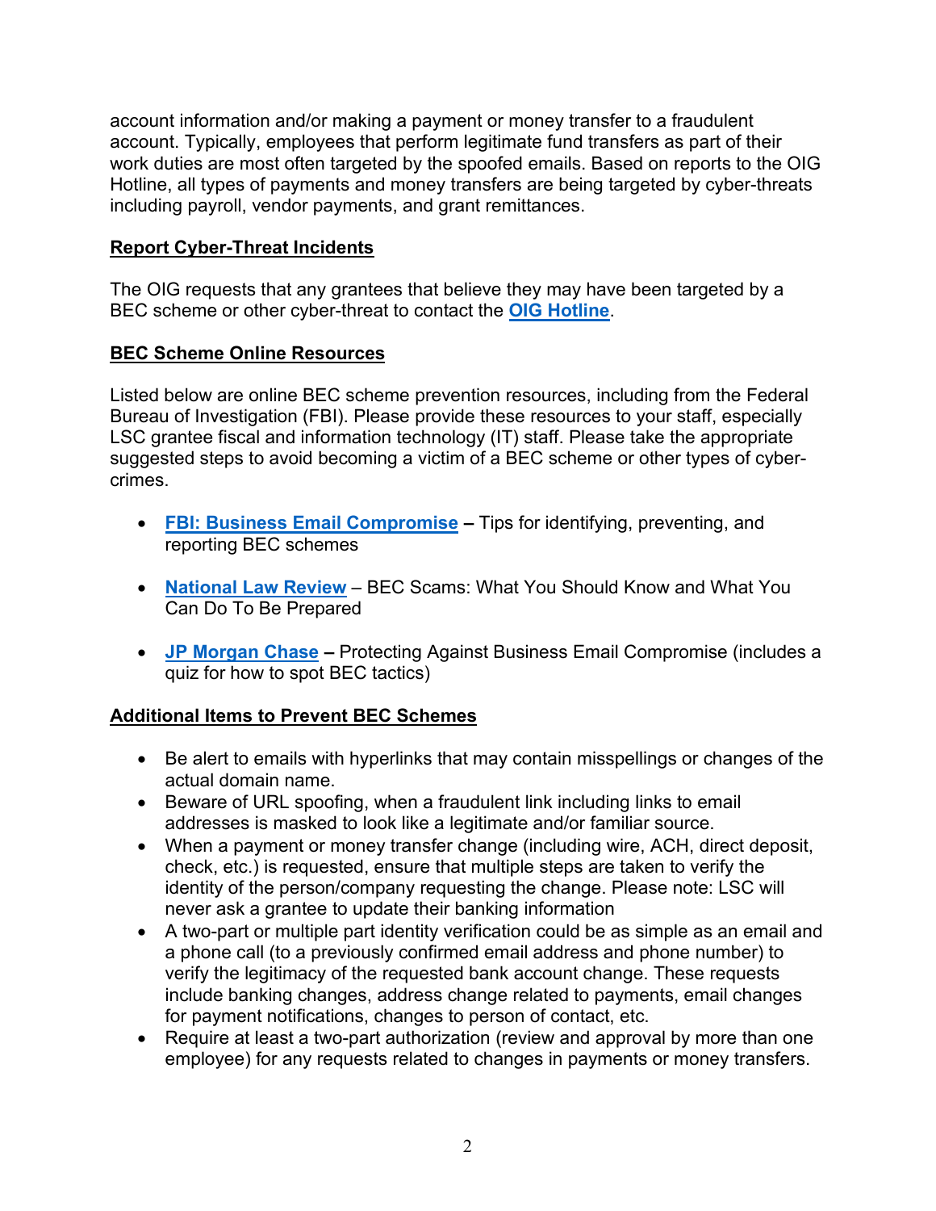account information and/or making a payment or money transfer to a fraudulent account. Typically, employees that perform legitimate fund transfers as part of their work duties are most often targeted by the spoofed emails. Based on reports to the OIG Hotline, all types of payments and money transfers are being targeted by cyber-threats including payroll, vendor payments, and grant remittances.

**Report Cyber-Threat Incidents**

The OIG requests that any grantees that believe they may have been targeted by a BEC scheme or other cyber-threat to contact the **OIG Hotline**.

**BEC Scheme Online Resources**

Listed below are online BEC scheme prevention resources, including from the Federal Bureau of Investigation (FBI). Please provide these resources to your staff, especially LSC grantee fiscal and information technology (IT) staff. Please take the appropriate suggested steps to avoid becoming a victim of a BEC scheme or other types of cyber-crimes.

- **FBI: Business Email Compromise** **–** Tips for identifying, preventing, and reporting BEC schemes
- **National Law Review** – BEC Scams: What You Should Know and What You Can Do To Be Prepared
- **JP Morgan Chase** **–** Protecting Against Business Email Compromise (includes a quiz for how to spot BEC tactics)

**Additional Items to Prevent BEC Schemes**

- Be alert to emails with hyperlinks that may contain misspellings or changes of the actual domain name.
- Beware of URL spoofing, when a fraudulent link including links to email addresses is masked to look like a legitimate and/or familiar source.
- When a payment or money transfer change (including wire, ACH, direct deposit, check, etc.) is requested, ensure that multiple steps are taken to verify the identity of the person/company requesting the change. Please note: LSC will never ask a grantee to update their banking information
- A two-part or multiple part identity verification could be as simple as an email and a phone call (to a previously confirmed email address and phone number) to verify the legitimacy of the requested bank account change. These requests include banking changes, address change related to payments, email changes for payment notifications, changes to person of contact, etc.
- Require at least a two-part authorization (review and approval by more than one employee) for any requests related to changes in payments or money transfers.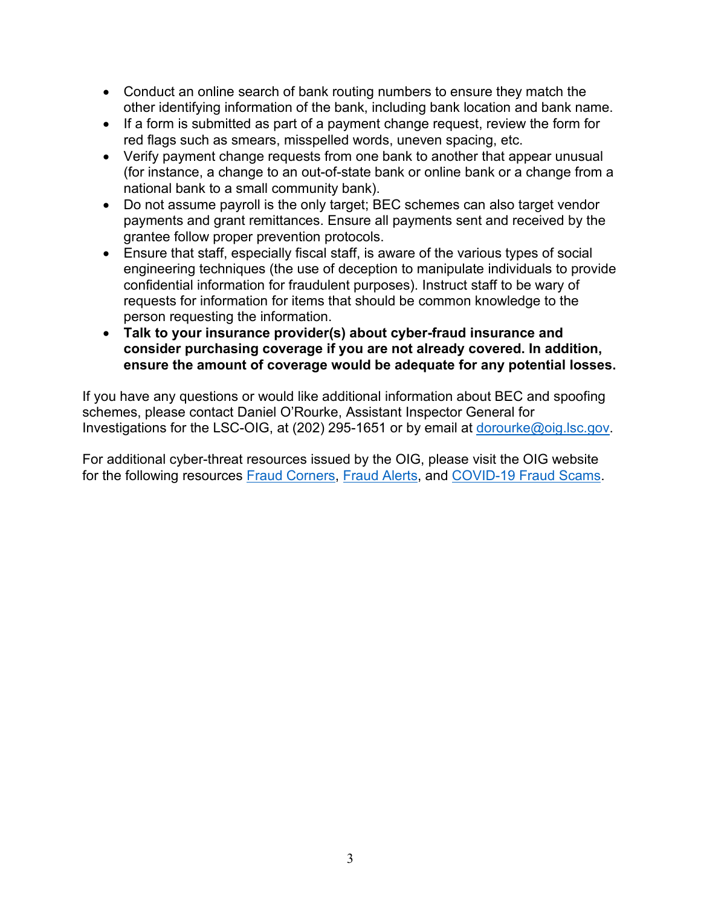- Conduct an online search of bank routing numbers to ensure they match the other identifying information of the bank, including bank location and bank name.
- If a form is submitted as part of a payment change request, review the form for red flags such as smears, misspelled words, uneven spacing, etc.
- Verify payment change requests from one bank to another that appear unusual (for instance, a change to an out-of-state bank or online bank or a change from a national bank to a small community bank).
- Do not assume payroll is the only target; BEC schemes can also target vendor payments and grant remittances. Ensure all payments sent and received by the grantee follow proper prevention protocols.
- Ensure that staff, especially fiscal staff, is aware of the various types of social engineering techniques (the use of deception to manipulate individuals to provide confidential information for fraudulent purposes). Instruct staff to be wary of requests for information for items that should be common knowledge to the person requesting the information.
- **Talk to your insurance provider(s) about cyber-fraud insurance and consider purchasing coverage if you are not already covered. In addition, ensure the amount of coverage would be adequate for any potential losses.**

If you have any questions or would like additional information about BEC and spoofing schemes, please contact Daniel O'Rourke, Assistant Inspector General for Investigations for the LSC-OIG, at (202) 295-1651 or by email at dorourke@oig.lsc.gov.

For additional cyber-threat resources issued by the OIG, please visit the OIG website for the following resources Fraud Corners, Fraud Alerts, and COVID-19 Fraud Scams.